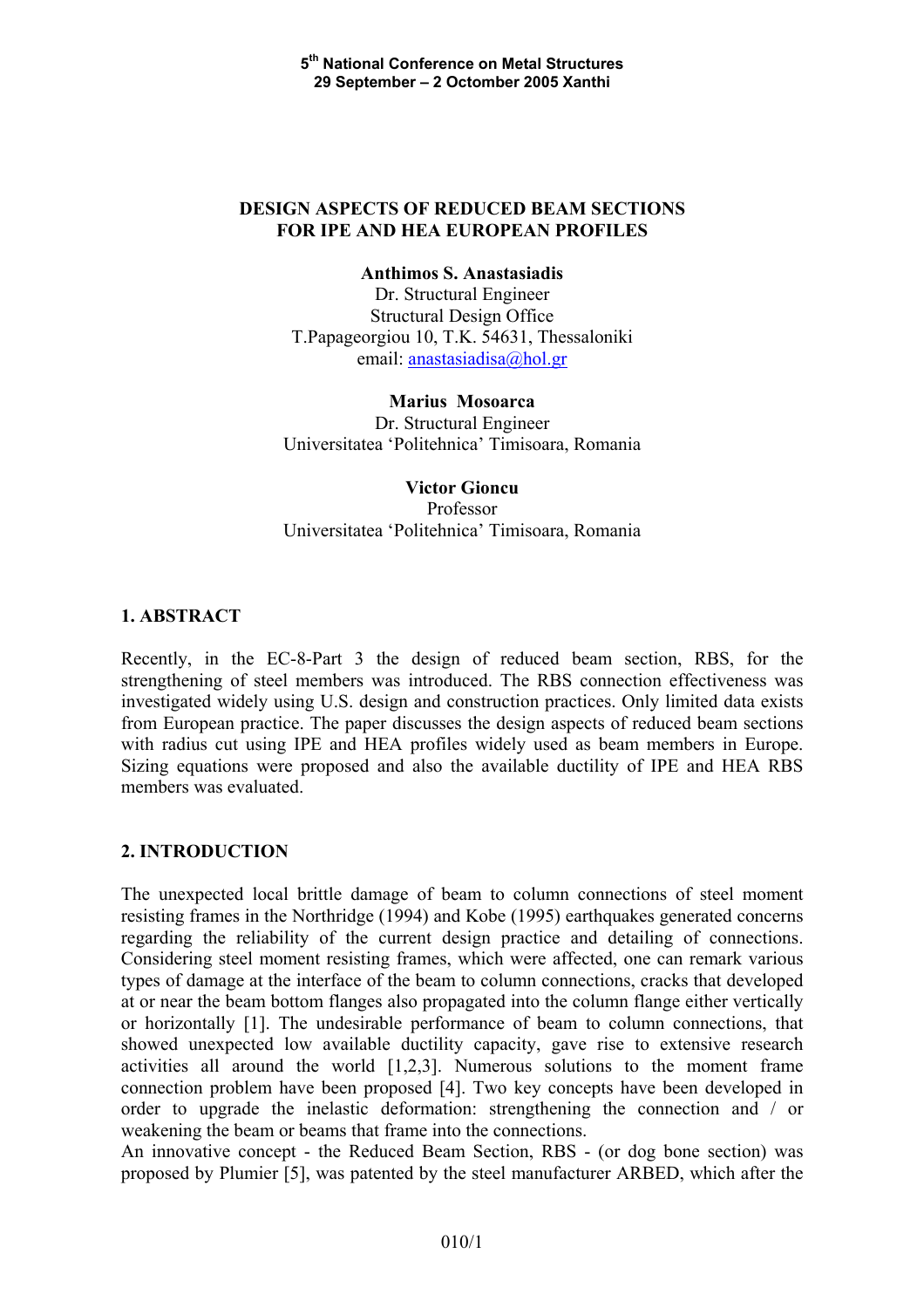# DESIGN ASPECTS OF REDUCED BEAM SECTIONS FOR IPE AND HEA EUROPEAN PROFILES

**Anthimos S. Anastasiadis**
Dr. Structural Engineer
Structural Design Office
T.Papageorgiou 10, T.K. 54631, Thessaloniki
email: anastasiadisa@hol.gr

**Marius Mosoarca**
Dr. Structural Engineer
Universitatea 'Politehnica' Timisoara, Romania

**Victor Gioncu**
Professor
Universitatea 'Politehnica' Timisoara, Romania

## 1. ABSTRACT

Recently, in the EC-8-Part 3 the design of reduced beam section, RBS, for the strengthening of steel members was introduced. The RBS connection effectiveness was investigated widely using U.S. design and construction practices. Only limited data exists from European practice. The paper discusses the design aspects of reduced beam sections with radius cut using IPE and HEA profiles widely used as beam members in Europe. Sizing equations were proposed and also the available ductility of IPE and HEA RBS members was evaluated.

## 2. INTRODUCTION

The unexpected local brittle damage of beam to column connections of steel moment resisting frames in the Northridge (1994) and Kobe (1995) earthquakes generated concerns regarding the reliability of the current design practice and detailing of connections. Considering steel moment resisting frames, which were affected, one can remark various types of damage at the interface of the beam to column connections, cracks that developed at or near the beam bottom flanges also propagated into the column flange either vertically or horizontally [1]. The undesirable performance of beam to column connections, that showed unexpected low available ductility capacity, gave rise to extensive research activities all around the world [1,2,3]. Numerous solutions to the moment frame connection problem have been proposed [4]. Two key concepts have been developed in order to upgrade the inelastic deformation: strengthening the connection and / or weakening the beam or beams that frame into the connections.

An innovative concept - the Reduced Beam Section, RBS - (or dog bone section) was proposed by Plumier [5], was patented by the steel manufacturer ARBED, which after the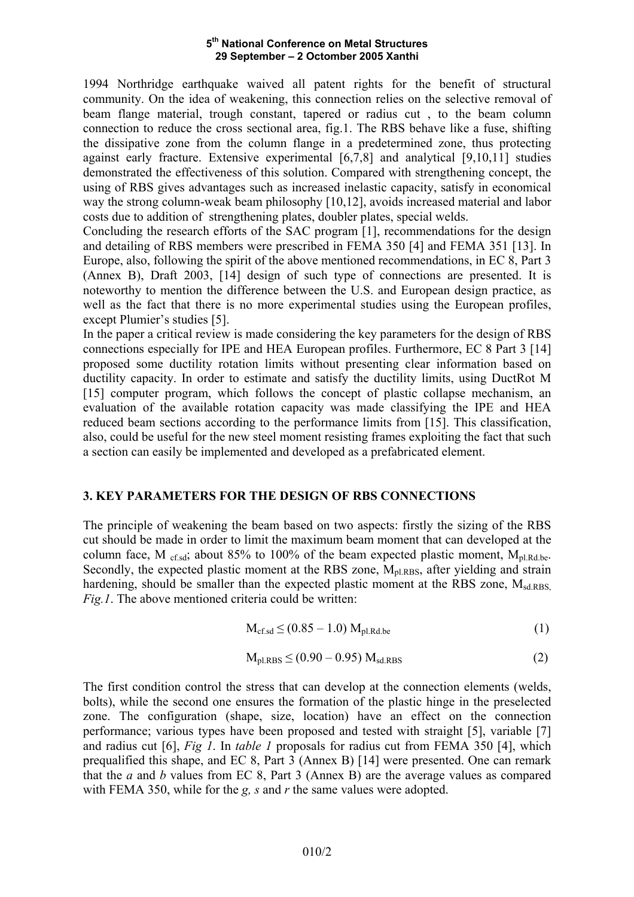1994 Northridge earthquake waived all patent rights for the benefit of structural community. On the idea of weakening, this connection relies on the selective removal of beam flange material, trough constant, tapered or radius cut , to the beam column connection to reduce the cross sectional area, fig.1. The RBS behave like a fuse, shifting the dissipative zone from the column flange in a predetermined zone, thus protecting against early fracture. Extensive experimental [6,7,8] and analytical [9,10,11] studies demonstrated the effectiveness of this solution. Compared with strengthening concept, the using of RBS gives advantages such as increased inelastic capacity, satisfy in economical way the strong column-weak beam philosophy [10,12], avoids increased material and labor costs due to addition of strengthening plates, doubler plates, special welds.

Concluding the research efforts of the SAC program [1], recommendations for the design and detailing of RBS members were prescribed in FEMA 350 [4] and FEMA 351 [13]. In Europe, also, following the spirit of the above mentioned recommendations, in EC 8, Part 3 (Annex B), Draft 2003, [14] design of such type of connections are presented. It is noteworthy to mention the difference between the U.S. and European design practice, as well as the fact that there is no more experimental studies using the European profiles, except Plumier's studies [5].

In the paper a critical review is made considering the key parameters for the design of RBS connections especially for IPE and HEA European profiles. Furthermore, EC 8 Part 3 [14] proposed some ductility rotation limits without presenting clear information based on ductility capacity. In order to estimate and satisfy the ductility limits, using DuctRot M [15] computer program, which follows the concept of plastic collapse mechanism, an evaluation of the available rotation capacity was made classifying the IPE and HEA reduced beam sections according to the performance limits from [15]. This classification, also, could be useful for the new steel moment resisting frames exploiting the fact that such a section can easily be implemented and developed as a prefabricated element.

## 3. KEY PARAMETERS FOR THE DESIGN OF RBS CONNECTIONS

The principle of weakening the beam based on two aspects: firstly the sizing of the RBS cut should be made in order to limit the maximum beam moment that can developed at the column face, $M_{cf.sd}$; about 85% to 100% of the beam expected plastic moment, $M_{pl.Rd.be}$. Secondly, the expected plastic moment at the RBS zone, $M_{pl.RBS}$, after yielding and strain hardening, should be smaller than the expected plastic moment at the RBS zone, $M_{sd.RBS}$, *Fig.1*. The above mentioned criteria could be written:

$$M_{cf.sd} \leq (0.85 - 1.0)\, M_{pl.Rd.be} \tag{1}$$

$$M_{pl.RBS} \leq (0.90 - 0.95)\, M_{sd.RBS} \tag{2}$$

The first condition control the stress that can develop at the connection elements (welds, bolts), while the second one ensures the formation of the plastic hinge in the preselected zone. The configuration (shape, size, location) have an effect on the connection performance; various types have been proposed and tested with straight [5], variable [7] and radius cut [6], *Fig 1*. In *table 1* proposals for radius cut from FEMA 350 [4], which prequalified this shape, and EC 8, Part 3 (Annex B) [14] were presented. One can remark that the *a* and *b* values from EC 8, Part 3 (Annex B) are the average values as compared with FEMA 350, while for the *g, s* and *r* the same values were adopted.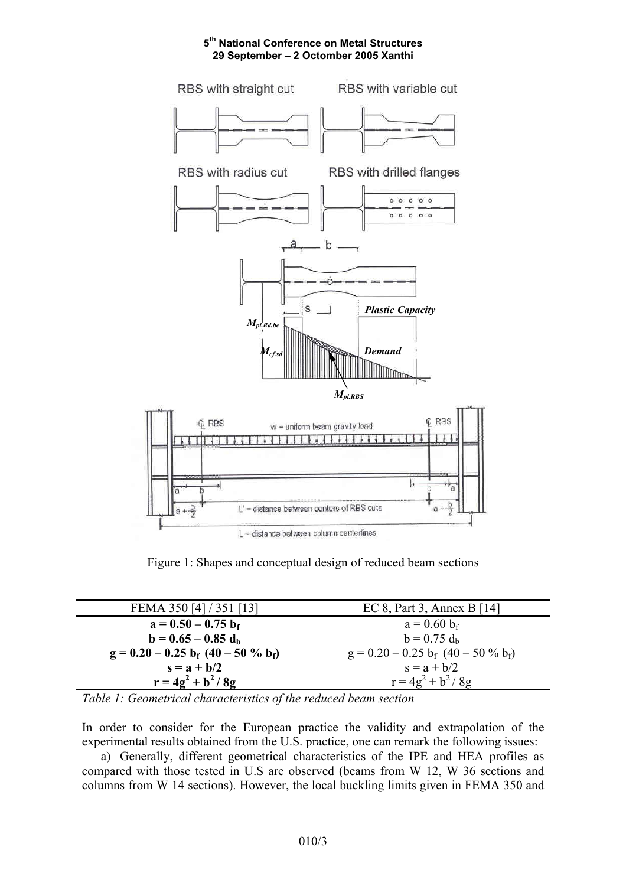Figure 1: Shapes and conceptual design of reduced beam sections

| FEMA 350 [4] / 351 [13] | EC 8, Part 3, Annex B [14] |
|---|---|
| **$a = 0.50 – 0.75\ b_f$** | $a = 0.60\ b_f$ |
| **$b = 0.65 – 0.85\ d_b$** | $b = 0.75\ d_b$ |
| **$g = 0.20 – 0.25\ b_f\ (40 – 50\ \%\ b_f)$** | $g = 0.20 – 0.25\ b_f\ (40 – 50\ \%\ b_f)$ |
| **$s = a + b/2$** | $s = a + b/2$ |
| **$r = 4g^2 + b^2 / 8g$** | $r = 4g^2 + b^2 / 8g$ |

*Table 1: Geometrical characteristics of the reduced beam section*

In order to consider for the European practice the validity and extrapolation of the experimental results obtained from the U.S. practice, one can remark the following issues:

a) Generally, different geometrical characteristics of the IPE and HEA profiles as compared with those tested in U.S are observed (beams from W 12, W 36 sections and columns from W 14 sections). However, the local buckling limits given in FEMA 350 and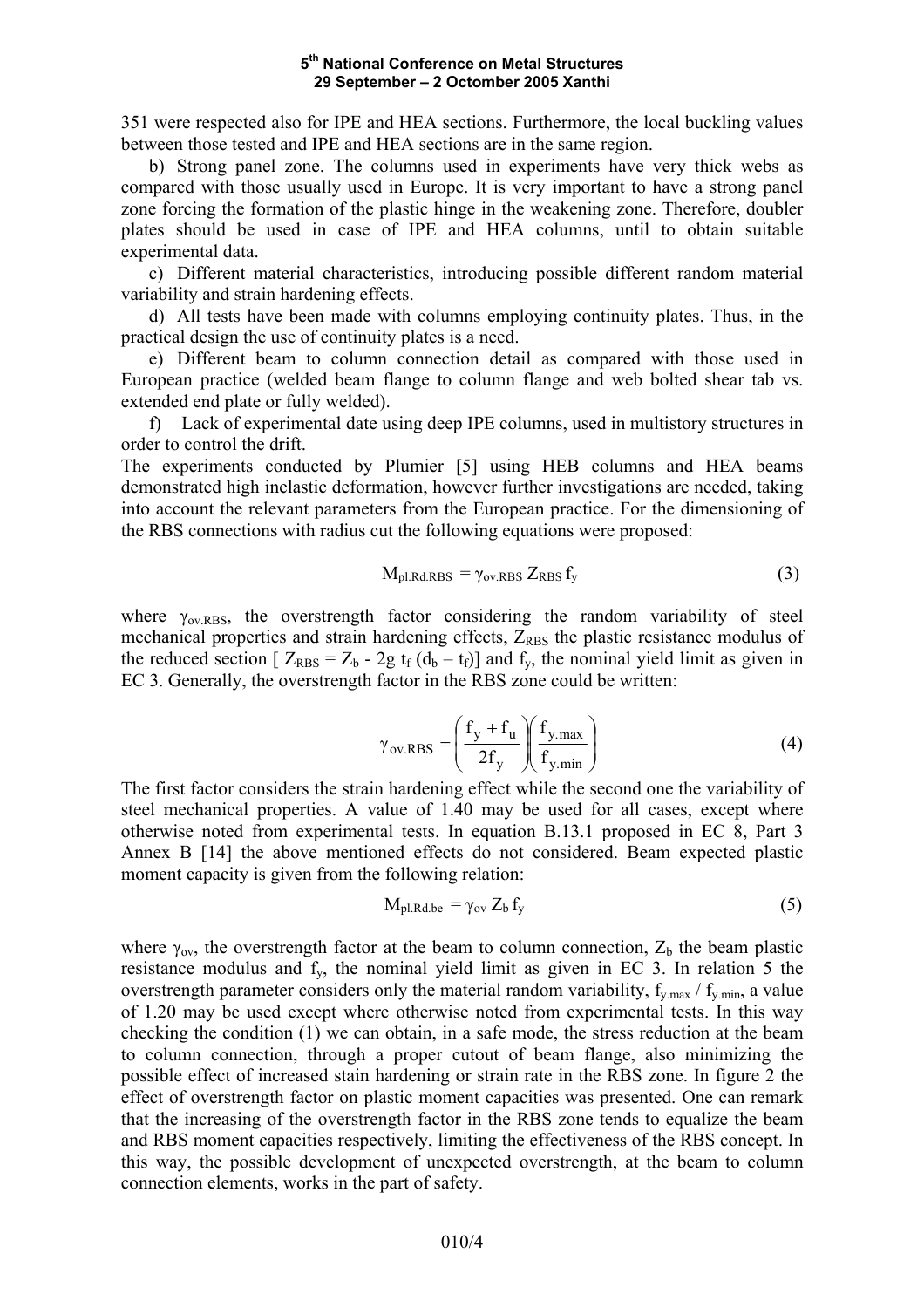351 were respected also for IPE and HEA sections. Furthermore, the local buckling values between those tested and IPE and HEA sections are in the same region.

b) Strong panel zone. The columns used in experiments have very thick webs as compared with those usually used in Europe. It is very important to have a strong panel zone forcing the formation of the plastic hinge in the weakening zone. Therefore, doubler plates should be used in case of IPE and HEA columns, until to obtain suitable experimental data.

c) Different material characteristics, introducing possible different random material variability and strain hardening effects.

d) All tests have been made with columns employing continuity plates. Thus, in the practical design the use of continuity plates is a need.

e) Different beam to column connection detail as compared with those used in European practice (welded beam flange to column flange and web bolted shear tab vs. extended end plate or fully welded).

f) Lack of experimental date using deep IPE columns, used in multistory structures in order to control the drift.

The experiments conducted by Plumier [5] using HEB columns and HEA beams demonstrated high inelastic deformation, however further investigations are needed, taking into account the relevant parameters from the European practice. For the dimensioning of the RBS connections with radius cut the following equations were proposed:

$$M_{pl.Rd.RBS} = \gamma_{ov.RBS}\, Z_{RBS}\, f_y \tag{3}$$

where $\gamma_{ov.RBS}$, the overstrength factor considering the random variability of steel mechanical properties and strain hardening effects, $Z_{RBS}$ the plastic resistance modulus of the reduced section [ $Z_{RBS} = Z_b - 2g\, t_f\, (d_b - t_f)$] and $f_y$, the nominal yield limit as given in EC 3. Generally, the overstrength factor in the RBS zone could be written:

$$\gamma_{ov.RBS} = \left(\frac{f_y + f_u}{2f_y}\right)\left(\frac{f_{y.max}}{f_{y.min}}\right) \tag{4}$$

The first factor considers the strain hardening effect while the second one the variability of steel mechanical properties. A value of 1.40 may be used for all cases, except where otherwise noted from experimental tests. In equation B.13.1 proposed in EC 8, Part 3 Annex B [14] the above mentioned effects do not considered. Beam expected plastic moment capacity is given from the following relation:

$$M_{pl.Rd.be} = \gamma_{ov}\, Z_b\, f_y \tag{5}$$

where $\gamma_{ov}$, the overstrength factor at the beam to column connection, $Z_b$ the beam plastic resistance modulus and $f_y$, the nominal yield limit as given in EC 3. In relation 5 the overstrength parameter considers only the material random variability, $f_{y.max} / f_{y.min}$, a value of 1.20 may be used except where otherwise noted from experimental tests. In this way checking the condition (1) we can obtain, in a safe mode, the stress reduction at the beam to column connection, through a proper cutout of beam flange, also minimizing the possible effect of increased stain hardening or strain rate in the RBS zone. In figure 2 the effect of overstrength factor on plastic moment capacities was presented. One can remark that the increasing of the overstrength factor in the RBS zone tends to equalize the beam and RBS moment capacities respectively, limiting the effectiveness of the RBS concept. In this way, the possible development of unexpected overstrength, at the beam to column connection elements, works in the part of safety.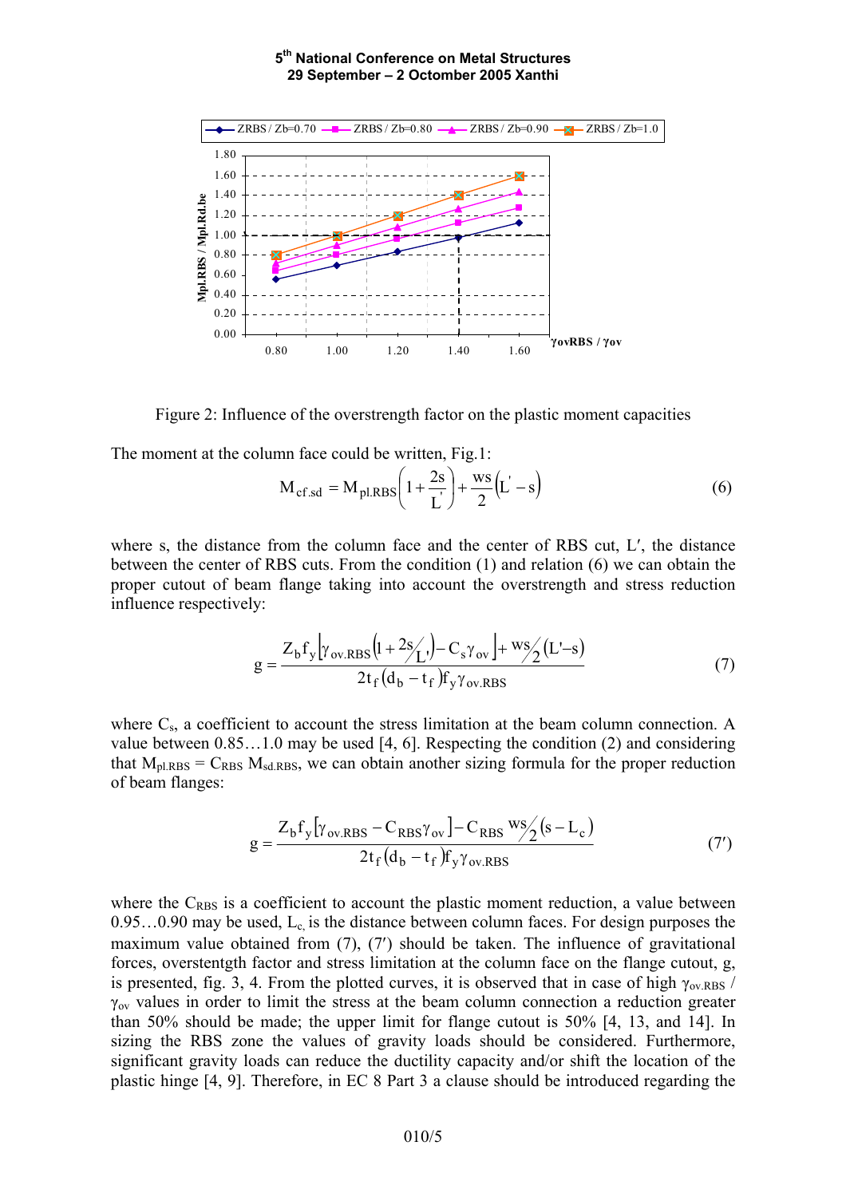Figure 2: Influence of the overstrength factor on the plastic moment capacities

The moment at the column face could be written, Fig.1:

$$M_{cf.sd} = M_{pl.RBS}\left(1+\frac{2s}{L'}\right)+\frac{ws}{2}\left(L'-s\right) \tag{6}$$

where s, the distance from the column face and the center of RBS cut, L′, the distance between the center of RBS cuts. From the condition (1) and relation (6) we can obtain the proper cutout of beam flange taking into account the overstrength and stress reduction influence respectively:

$$g = \frac{Z_b f_y\left[\gamma_{ov.RBS}\left(1+{2s}/{L'}\right)-C_s\gamma_{ov}\right]+{ws}/{2}\left(L'-s\right)}{2t_f\left(d_b-t_f\right)f_y\gamma_{ov.RBS}} \tag{7}$$

where $C_s$, a coefficient to account the stress limitation at the beam column connection. A value between 0.85…1.0 may be used [4, 6]. Respecting the condition (2) and considering that $M_{pl.RBS} = C_{RBS}\, M_{sd.RBS}$, we can obtain another sizing formula for the proper reduction of beam flanges:

$$g = \frac{Z_b f_y\left[\gamma_{ov.RBS}-C_{RBS}\gamma_{ov}\right]-C_{RBS}\,{ws}/{2}\left(s-L_c\right)}{2t_f\left(d_b-t_f\right)f_y\gamma_{ov.RBS}} \tag{7′}$$

where the $C_{RBS}$ is a coefficient to account the plastic moment reduction, a value between 0.95…0.90 may be used, $L_c$ is the distance between column faces. For design purposes the maximum value obtained from (7), (7′) should be taken. The influence of gravitational forces, overstentgth factor and stress limitation at the column face on the flange cutout, g, is presented, fig. 3, 4. From the plotted curves, it is observed that in case of high $\gamma_{ov.RBS}$ / $\gamma_{ov}$ values in order to limit the stress at the beam column connection a reduction greater than 50% should be made; the upper limit for flange cutout is 50% [4, 13, and 14]. In sizing the RBS zone the values of gravity loads should be considered. Furthermore, significant gravity loads can reduce the ductility capacity and/or shift the location of the plastic hinge [4, 9]. Therefore, in EC 8 Part 3 a clause should be introduced regarding the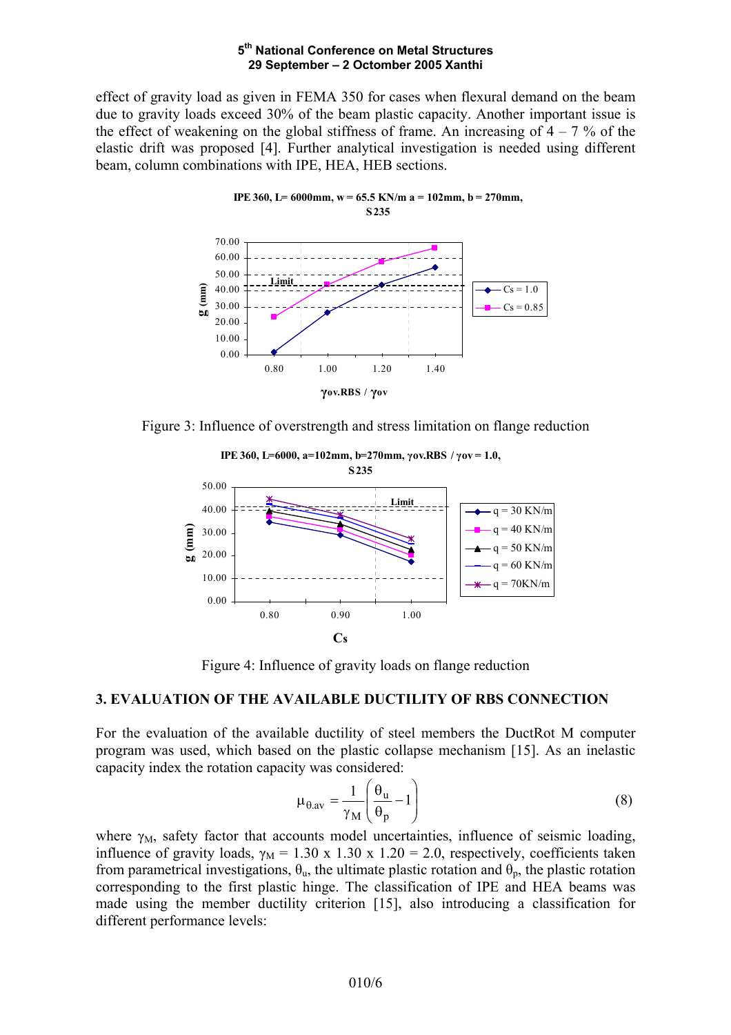effect of gravity load as given in FEMA 350 for cases when flexural demand on the beam due to gravity loads exceed 30% of the beam plastic capacity. Another important issue is the effect of weakening on the global stiffness of frame. An increasing of 4 – 7 % of the elastic drift was proposed [4]. Further analytical investigation is needed using different beam, column combinations with IPE, HEA, HEB sections.

Figure 3: Influence of overstrength and stress limitation on flange reduction

Figure 4: Influence of gravity loads on flange reduction

## 3. EVALUATION OF THE AVAILABLE DUCTILITY OF RBS CONNECTION

For the evaluation of the available ductility of steel members the DuctRot M computer program was used, which based on the plastic collapse mechanism [15]. As an inelastic capacity index the rotation capacity was considered:

$$\mu_{\theta.av} = \frac{1}{\gamma_M}\left(\frac{\theta_u}{\theta_p} - 1\right) \tag{8}$$

where $\gamma_M$, safety factor that accounts model uncertainties, influence of seismic loading, influence of gravity loads, $\gamma_M = 1.30 \times 1.30 \times 1.20 = 2.0$, respectively, coefficients taken from parametrical investigations, $\theta_u$, the ultimate plastic rotation and $\theta_p$, the plastic rotation corresponding to the first plastic hinge. The classification of IPE and HEA beams was made using the member ductility criterion [15], also introducing a classification for different performance levels: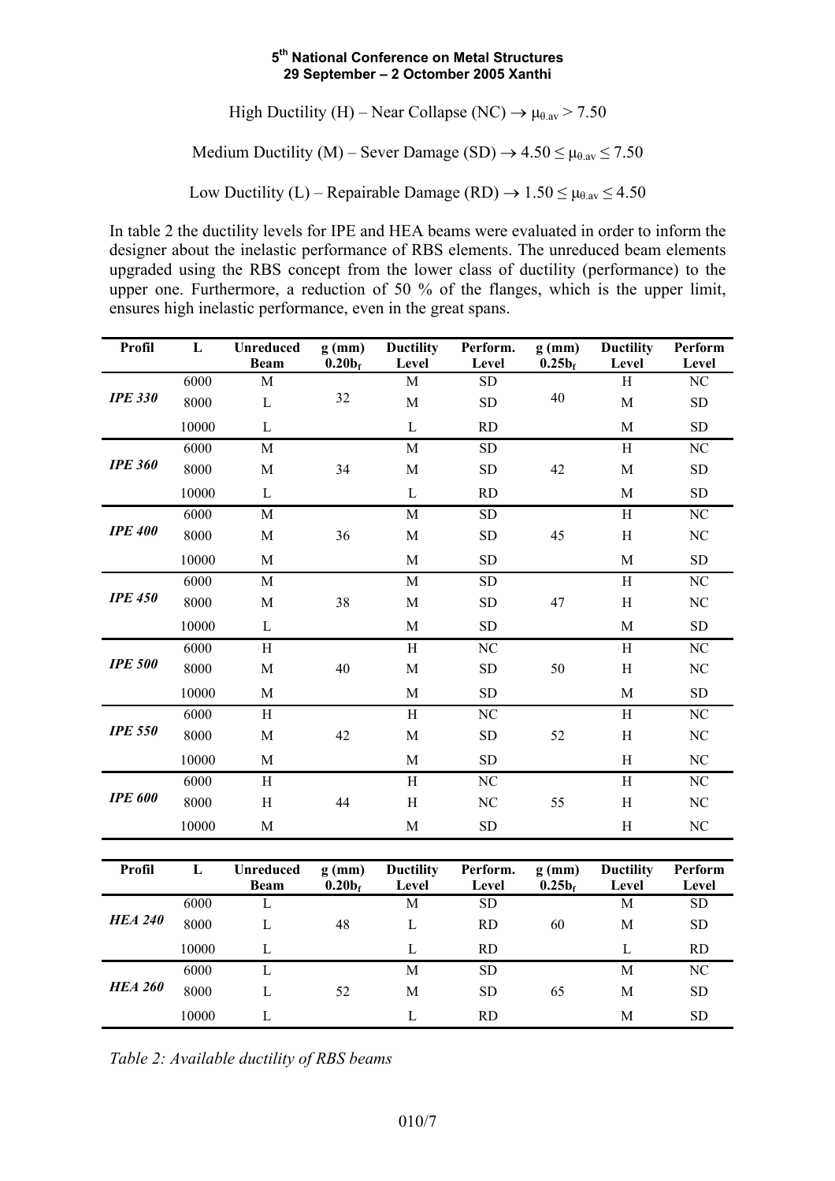High Ductility (H) – Near Collapse (NC) → $\mu_{\theta.av} > 7.50$

Medium Ductility (M) – Sever Damage (SD) → $4.50 \leq \mu_{\theta.av} \leq 7.50$

Low Ductility (L) – Repairable Damage (RD) → $1.50 \leq \mu_{\theta.av} \leq 4.50$

In table 2 the ductility levels for IPE and HEA beams were evaluated in order to inform the designer about the inelastic performance of RBS elements. The unreduced beam elements upgraded using the RBS concept from the lower class of ductility (performance) to the upper one. Furthermore, a reduction of 50 % of the flanges, which is the upper limit, ensures high inelastic performance, even in the great spans.

| Profil | L | Unreduced Beam | g (mm) $0.20b_f$ | Ductility Level | Perform. Level | g (mm) $0.25b_f$ | Ductility Level | Perform Level |
|---|---|---|---|---|---|---|---|---|
| ***IPE 330*** | 6000 | M | 32 | M | SD | 40 | H | NC |
| | 8000 | L | | M | SD | | M | SD |
| | 10000 | L | | L | RD | | M | SD |
| ***IPE 360*** | 6000 | M | 34 | M | SD | 42 | H | NC |
| | 8000 | M | | M | SD | | M | SD |
| | 10000 | L | | L | RD | | M | SD |
| ***IPE 400*** | 6000 | M | 36 | M | SD | 45 | H | NC |
| | 8000 | M | | M | SD | | H | NC |
| | 10000 | M | | M | SD | | M | SD |
| ***IPE 450*** | 6000 | M | 38 | M | SD | 47 | H | NC |
| | 8000 | M | | M | SD | | H | NC |
| | 10000 | L | | M | SD | | M | SD |
| ***IPE 500*** | 6000 | H | 40 | H | NC | 50 | H | NC |
| | 8000 | M | | M | SD | | H | NC |
| | 10000 | M | | M | SD | | M | SD |
| ***IPE 550*** | 6000 | H | 42 | H | NC | 52 | H | NC |
| | 8000 | M | | M | SD | | H | NC |
| | 10000 | M | | M | SD | | H | NC |
| ***IPE 600*** | 6000 | H | 44 | H | NC | 55 | H | NC |
| | 8000 | H | | H | NC | | H | NC |
| | 10000 | M | | M | SD | | H | NC |

| Profil | L | Unreduced Beam | g (mm) $0.20b_f$ | Ductility Level | Perform. Level | g (mm) $0.25b_f$ | Ductility Level | Perform Level |
|---|---|---|---|---|---|---|---|---|
| ***HEA 240*** | 6000 | L | 48 | M | SD | 60 | M | SD |
| | 8000 | L | | L | RD | | M | SD |
| | 10000 | L | | L | RD | | L | RD |
| ***HEA 260*** | 6000 | L | 52 | M | SD | 65 | M | NC |
| | 8000 | L | | M | SD | | M | SD |
| | 10000 | L | | L | RD | | M | SD |

*Table 2: Available ductility of RBS beams*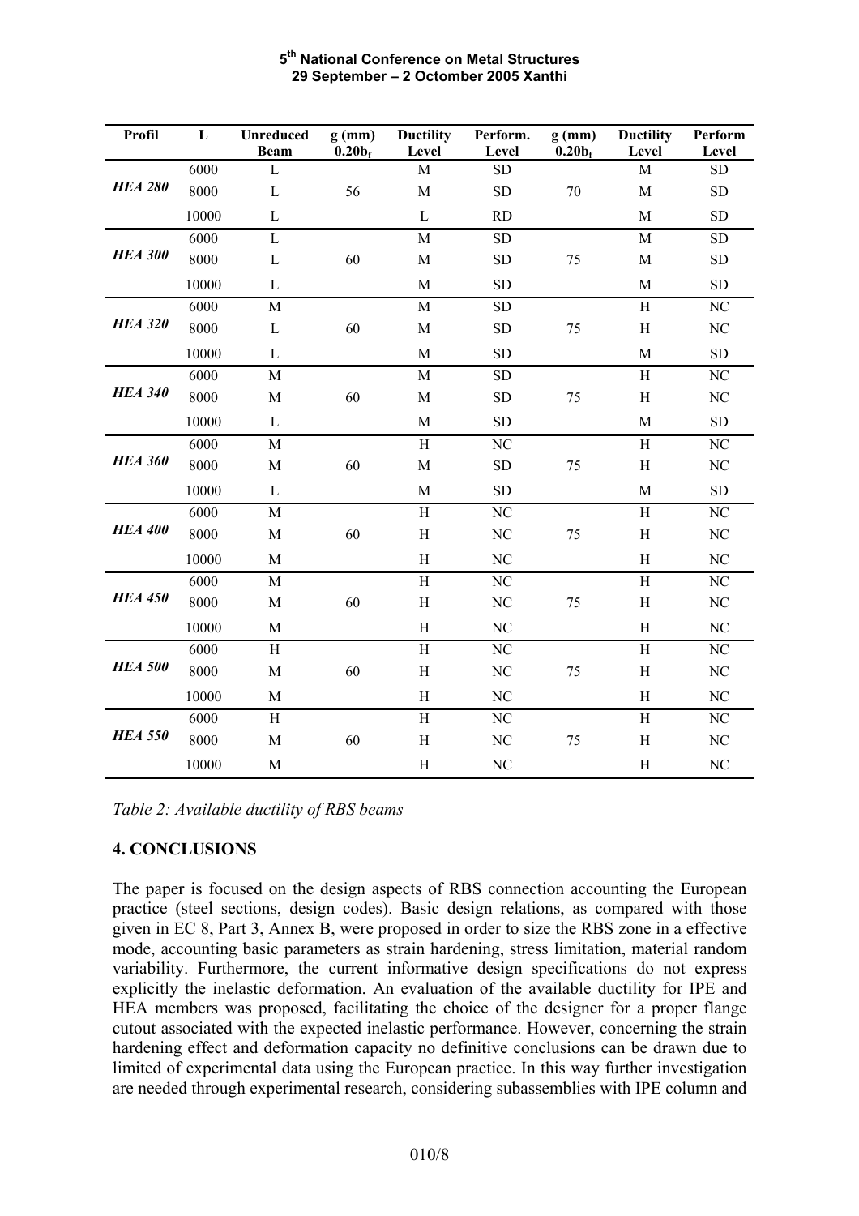| Profil | L | Unreduced Beam | g (mm) $0.20b_f$ | Ductility Level | Perform. Level | g (mm) $0.20b_f$ | Ductility Level | Perform Level |
|---|---|---|---|---|---|---|---|---|
| ***HEA 280*** | 6000 | L | | M | SD | | M | SD |
| | 8000 | L | 56 | M | SD | 70 | M | SD |
| | 10000 | L | | L | RD | | M | SD |
| ***HEA 300*** | 6000 | L | | M | SD | | M | SD |
| | 8000 | L | 60 | M | SD | 75 | M | SD |
| | 10000 | L | | M | SD | | M | SD |
| ***HEA 320*** | 6000 | M | | M | SD | | H | NC |
| | 8000 | L | 60 | M | SD | 75 | H | NC |
| | 10000 | L | | M | SD | | M | SD |
| ***HEA 340*** | 6000 | M | | M | SD | | H | NC |
| | 8000 | M | 60 | M | SD | 75 | H | NC |
| | 10000 | L | | M | SD | | M | SD |
| ***HEA 360*** | 6000 | M | | H | NC | | H | NC |
| | 8000 | M | 60 | M | SD | 75 | H | NC |
| | 10000 | L | | M | SD | | M | SD |
| ***HEA 400*** | 6000 | M | | H | NC | | H | NC |
| | 8000 | M | 60 | H | NC | 75 | H | NC |
| | 10000 | M | | H | NC | | H | NC |
| ***HEA 450*** | 6000 | M | | H | NC | | H | NC |
| | 8000 | M | 60 | H | NC | 75 | H | NC |
| | 10000 | M | | H | NC | | H | NC |
| ***HEA 500*** | 6000 | H | | H | NC | | H | NC |
| | 8000 | M | 60 | H | NC | 75 | H | NC |
| | 10000 | M | | H | NC | | H | NC |
| ***HEA 550*** | 6000 | H | | H | NC | | H | NC |
| | 8000 | M | 60 | H | NC | 75 | H | NC |
| | 10000 | M | | H | NC | | H | NC |

*Table 2: Available ductility of RBS beams*

## 4. CONCLUSIONS

The paper is focused on the design aspects of RBS connection accounting the European practice (steel sections, design codes). Basic design relations, as compared with those given in EC 8, Part 3, Annex B, were proposed in order to size the RBS zone in a effective mode, accounting basic parameters as strain hardening, stress limitation, material random variability. Furthermore, the current informative design specifications do not express explicitly the inelastic deformation. An evaluation of the available ductility for IPE and HEA members was proposed, facilitating the choice of the designer for a proper flange cutout associated with the expected inelastic performance. However, concerning the strain hardening effect and deformation capacity no definitive conclusions can be drawn due to limited of experimental data using the European practice. In this way further investigation are needed through experimental research, considering subassemblies with IPE column and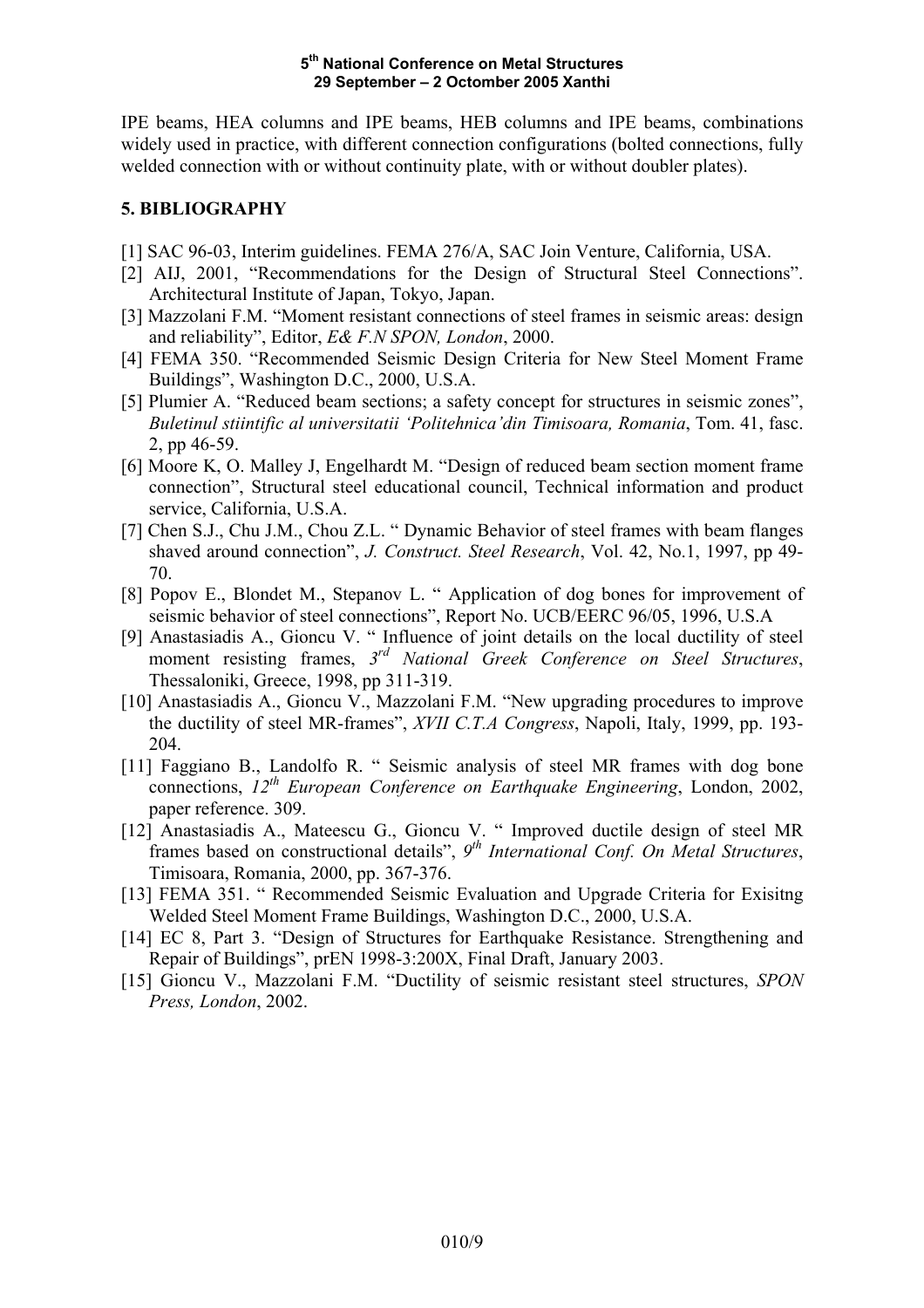IPE beams, HEA columns and IPE beams, HEB columns and IPE beams, combinations widely used in practice, with different connection configurations (bolted connections, fully welded connection with or without continuity plate, with or without doubler plates).

## 5. BIBLIOGRAPHY

[1] SAC 96-03, Interim guidelines. FEMA 276/A, SAC Join Venture, California, USA.

[2] AIJ, 2001, "Recommendations for the Design of Structural Steel Connections". Architectural Institute of Japan, Tokyo, Japan.

[3] Mazzolani F.M. "Moment resistant connections of steel frames in seismic areas: design and reliability", Editor, *E& F.N SPON, London*, 2000.

[4] FEMA 350. "Recommended Seismic Design Criteria for New Steel Moment Frame Buildings", Washington D.C., 2000, U.S.A.

[5] Plumier A. "Reduced beam sections; a safety concept for structures in seismic zones", *Buletinul stiintific al universitatii 'Politehnica'din Timisoara, Romania*, Tom. 41, fasc. 2, pp 46-59.

[6] Moore K, O. Malley J, Engelhardt M. "Design of reduced beam section moment frame connection", Structural steel educational council, Technical information and product service, California, U.S.A.

[7] Chen S.J., Chu J.M., Chou Z.L. " Dynamic Behavior of steel frames with beam flanges shaved around connection", *J. Construct. Steel Research*, Vol. 42, No.1, 1997, pp 49-70.

[8] Popov E., Blondet M., Stepanov L. " Application of dog bones for improvement of seismic behavior of steel connections", Report No. UCB/EERC 96/05, 1996, U.S.A

[9] Anastasiadis A., Gioncu V. " Influence of joint details on the local ductility of steel moment resisting frames, *3rd National Greek Conference on Steel Structures*, Thessaloniki, Greece, 1998, pp 311-319.

[10] Anastasiadis A., Gioncu V., Mazzolani F.M. "New upgrading procedures to improve the ductility of steel MR-frames", *XVII C.T.A Congress*, Napoli, Italy, 1999, pp. 193-204.

[11] Faggiano B., Landolfo R. " Seismic analysis of steel MR frames with dog bone connections, *12th European Conference on Earthquake Engineering*, London, 2002, paper reference. 309.

[12] Anastasiadis A., Mateescu G., Gioncu V. " Improved ductile design of steel MR frames based on constructional details", *9th International Conf. On Metal Structures*, Timisoara, Romania, 2000, pp. 367-376.

[13] FEMA 351. " Recommended Seismic Evaluation and Upgrade Criteria for Exisitng Welded Steel Moment Frame Buildings, Washington D.C., 2000, U.S.A.

[14] EC 8, Part 3. "Design of Structures for Earthquake Resistance. Strengthening and Repair of Buildings", prEN 1998-3:200X, Final Draft, January 2003.

[15] Gioncu V., Mazzolani F.M. "Ductility of seismic resistant steel structures, *SPON Press, London*, 2002.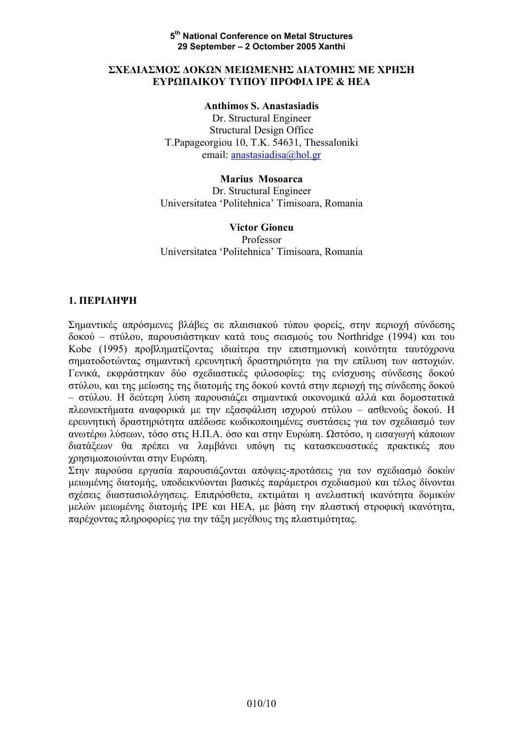**5th National Conference on Metal Structures**
**29 September – 2 Octomber 2005 Xanthi**

# ΣΧΕΔΙΑΣΜΟΣ ΔΟΚΩΝ ΜΕΙΩΜΕΝΗΣ ΔΙΑΤΟΜΗΣ ΜΕ ΧΡΗΣΗ ΕΥΡΩΠΑΙΚΟΥ ΤΥΠΟΥ ΠΡΟΦΙΛ IPE & HEA

**Anthimos S. Anastasiadis**
Dr. Structural Engineer
Structural Design Office
T.Papageorgiou 10, T.K. 54631, Thessaloniki
email: anastasiadisa@hol.gr

**Marius Mosoarca**
Dr. Structural Engineer
Universitatea 'Politehnica' Timisoara, Romania

**Victor Gioncu**
Professor
Universitatea 'Politehnica' Timisoara, Romania

## 1. ΠΕΡΙΛΗΨΗ

Σημαντικές απρόσμενες βλάβες σε πλαισιακού τύπου φορείς, στην περιοχή σύνδεσης δοκού – στύλου, παρουσιάστηκαν κατά τους σεισμούς του Northridge (1994) και του Kobe (1995) προβληματίζοντας ιδιαίτερα την επιστημονική κοινότητα ταυτόχρονα σηματοδοτώντας σημαντική ερευνητική δραστηριότητα για την επίλυση των αστοχιών. Γενικά, εκφράστηκαν δύο σχεδιαστικές φιλοσοφίες: της ενίσχυσης σύνδεσης δοκού στύλου, και της μείωσης της διατομής της δοκού κοντά στην περιοχή της σύνδεσης δοκού – στύλου. Η δεύτερη λύση παρουσιάζει σημαντικά οικονομικά αλλά και δομοστατικά πλεονεκτήματα αναφορικά με την εξασφάλιση ισχυρού στύλου – ασθενούς δοκού. Η ερευνητική δραστηριότητα απέδωσε κωδικοποιημένες συστάσεις για τον σχεδιασμό των ανωτέρω λύσεων, τόσο στις Η.Π.Α. όσο και στην Ευρώπη. Ωστόσο, η εισαγωγή κάποιων διατάξεων θα πρέπει να λαμβάνει υπόψη τις κατασκευαστικές πρακτικές που χρησιμοποιούνται στην Ευρώπη.

Στην παρούσα εργασία παρουσιάζονται απόψεις-προτάσεις για τον σχεδιασμό δοκών μειωμένης διατομής, υποδεικνύονται βασικές παράμετροι σχεδιασμού και τέλος δίνονται σχέσεις διαστασιολόγησεις. Επιπρόσθετα, εκτιμάται η ανελαστική ικανότητα δομικών μελών μειωμένης διατομής IPE και HEA, με βάση την πλαστική στροφική ικανότητα, παρέχοντας πληροφορίες για την τάξη μεγέθους της πλαστιμότητας.